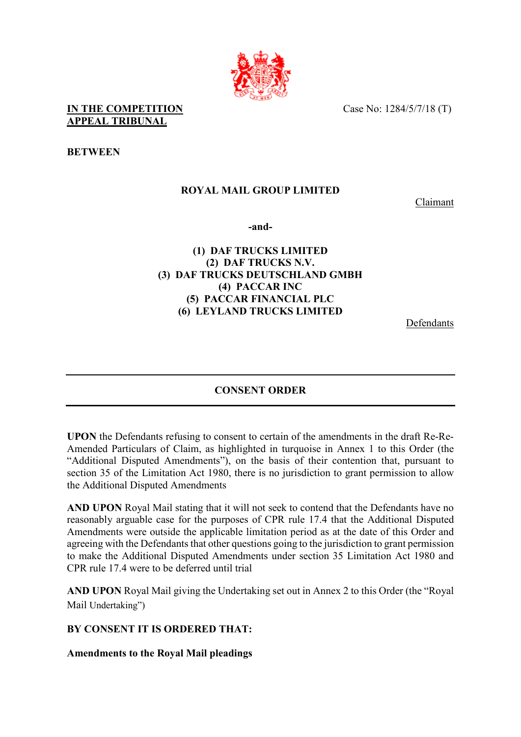**IN THE COMPETITION APPEAL TRIBUNAL**

Case No: 1284/5/7/18 (T)

**BETWEEN**

**ROYAL MAIL GROUP LIMITED**

Claimant

**-and-**

**(1) DAF TRUCKS LIMITED**
**(2) DAF TRUCKS N.V.**
**(3) DAF TRUCKS DEUTSCHLAND GMBH**
**(4) PACCAR INC**
**(5) PACCAR FINANCIAL PLC**
**(6) LEYLAND TRUCKS LIMITED**

Defendants

---

## CONSENT ORDER

---

**UPON** the Defendants refusing to consent to certain of the amendments in the draft Re-Re-Amended Particulars of Claim, as highlighted in turquoise in Annex 1 to this Order (the "Additional Disputed Amendments"), on the basis of their contention that, pursuant to section 35 of the Limitation Act 1980, there is no jurisdiction to grant permission to allow the Additional Disputed Amendments

**AND UPON** Royal Mail stating that it will not seek to contend that the Defendants have no reasonably arguable case for the purposes of CPR rule 17.4 that the Additional Disputed Amendments were outside the applicable limitation period as at the date of this Order and agreeing with the Defendants that other questions going to the jurisdiction to grant permission to make the Additional Disputed Amendments under section 35 Limitation Act 1980 and CPR rule 17.4 were to be deferred until trial

**AND UPON** Royal Mail giving the Undertaking set out in Annex 2 to this Order (the "Royal Mail Undertaking")

**BY CONSENT IT IS ORDERED THAT:**

**Amendments to the Royal Mail pleadings**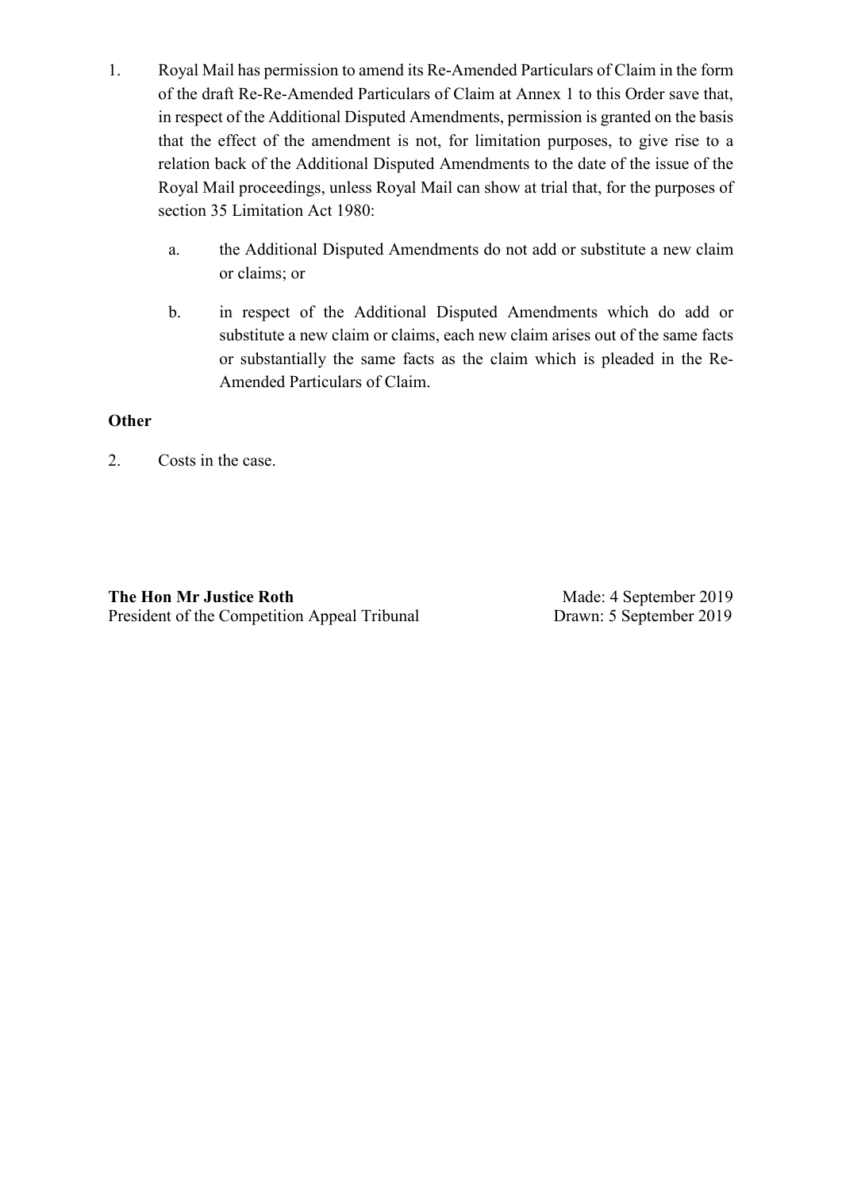1. Royal Mail has permission to amend its Re-Amended Particulars of Claim in the form of the draft Re-Re-Amended Particulars of Claim at Annex 1 to this Order save that, in respect of the Additional Disputed Amendments, permission is granted on the basis that the effect of the amendment is not, for limitation purposes, to give rise to a relation back of the Additional Disputed Amendments to the date of the issue of the Royal Mail proceedings, unless Royal Mail can show at trial that, for the purposes of section 35 Limitation Act 1980:

   a. the Additional Disputed Amendments do not add or substitute a new claim or claims; or

   b. in respect of the Additional Disputed Amendments which do add or substitute a new claim or claims, each new claim arises out of the same facts or substantially the same facts as the claim which is pleaded in the Re-Amended Particulars of Claim.

**Other**

2. Costs in the case.

**The Hon Mr Justice Roth**
President of the Competition Appeal Tribunal

Made: 4 September 2019
Drawn: 5 September 2019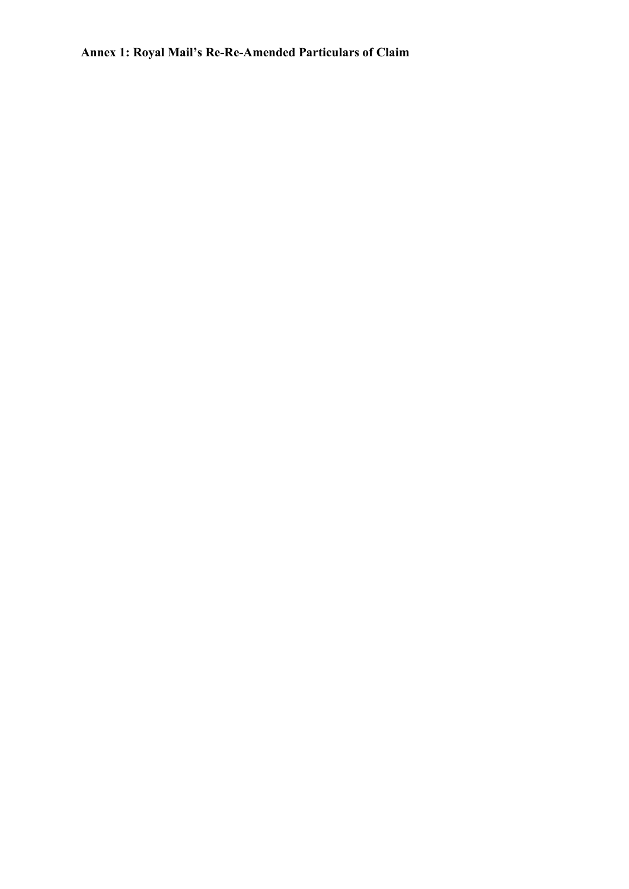**Annex 1: Royal Mail's Re-Re-Amended Particulars of Claim**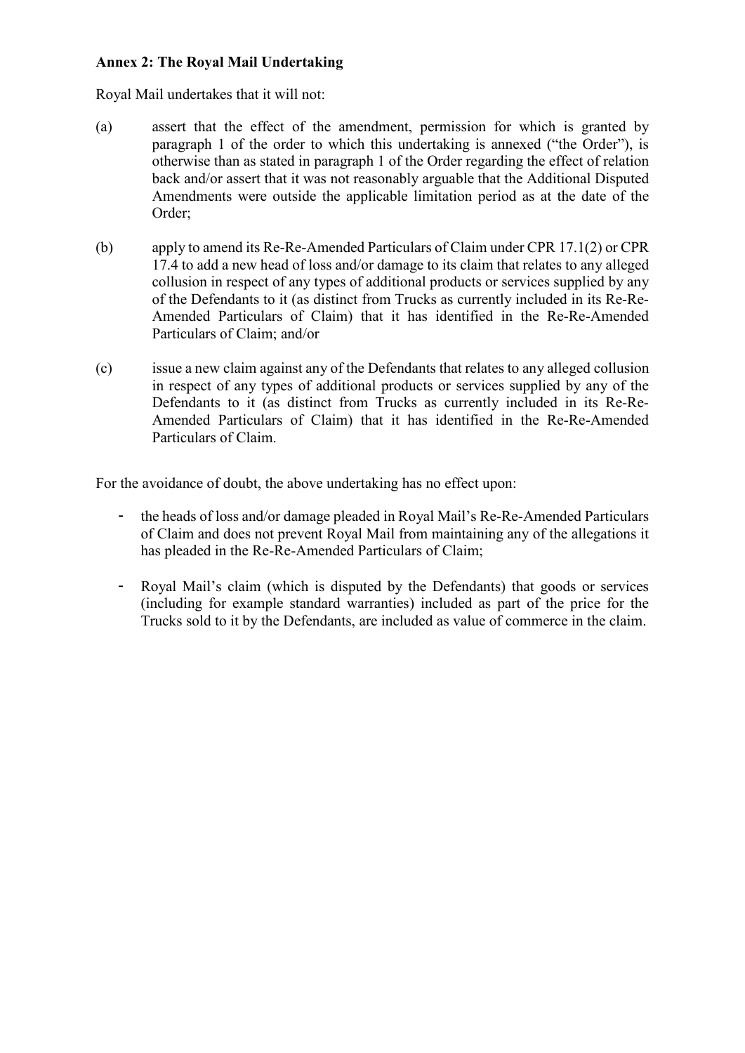**Annex 2: The Royal Mail Undertaking**

Royal Mail undertakes that it will not:

(a) assert that the effect of the amendment, permission for which is granted by paragraph 1 of the order to which this undertaking is annexed ("the Order"), is otherwise than as stated in paragraph 1 of the Order regarding the effect of relation back and/or assert that it was not reasonably arguable that the Additional Disputed Amendments were outside the applicable limitation period as at the date of the Order;

(b) apply to amend its Re-Re-Amended Particulars of Claim under CPR 17.1(2) or CPR 17.4 to add a new head of loss and/or damage to its claim that relates to any alleged collusion in respect of any types of additional products or services supplied by any of the Defendants to it (as distinct from Trucks as currently included in its Re-Re-Amended Particulars of Claim) that it has identified in the Re-Re-Amended Particulars of Claim; and/or

(c) issue a new claim against any of the Defendants that relates to any alleged collusion in respect of any types of additional products or services supplied by any of the Defendants to it (as distinct from Trucks as currently included in its Re-Re-Amended Particulars of Claim) that it has identified in the Re-Re-Amended Particulars of Claim.

For the avoidance of doubt, the above undertaking has no effect upon:

- the heads of loss and/or damage pleaded in Royal Mail's Re-Re-Amended Particulars of Claim and does not prevent Royal Mail from maintaining any of the allegations it has pleaded in the Re-Re-Amended Particulars of Claim;
- Royal Mail's claim (which is disputed by the Defendants) that goods or services (including for example standard warranties) included as part of the price for the Trucks sold to it by the Defendants, are included as value of commerce in the claim.